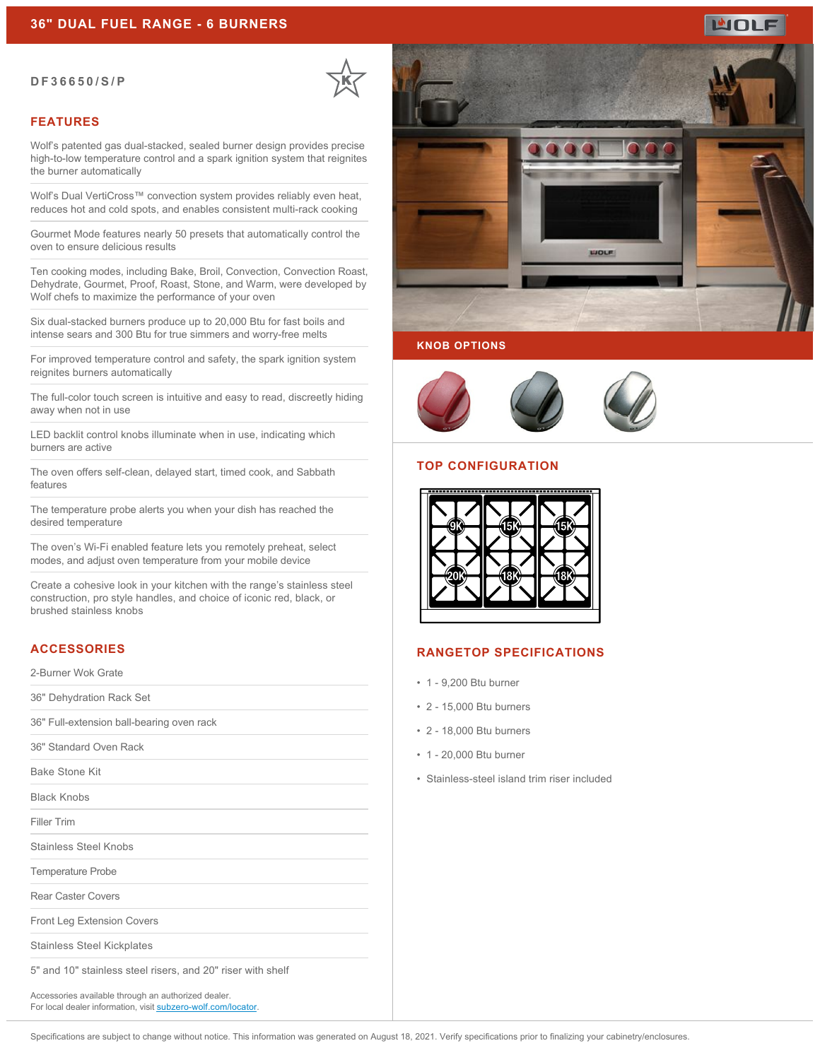# 36" DUAL FUEL RANGE - 6 BURNERS

**DF36650/S/P**

## FEATURES

Wolf's patented gas dual-stacked, sealed burner design provides precise high-to-low temperature control and a spark ignition system that reignites the burner automatically

Wolf's Dual VertiCross™ convection system provides reliably even heat, reduces hot and cold spots, and enables consistent multi-rack cooking

Gourmet Mode features nearly 50 presets that automatically control the oven to ensure delicious results

Ten cooking modes, including Bake, Broil, Convection, Convection Roast, Dehydrate, Gourmet, Proof, Roast, Stone, and Warm, were developed by Wolf chefs to maximize the performance of your oven

Six dual-stacked burners produce up to 20,000 Btu for fast boils and intense sears and 300 Btu for true simmers and worry-free melts

For improved temperature control and safety, the spark ignition system reignites burners automatically

The full-color touch screen is intuitive and easy to read, discreetly hiding away when not in use

LED backlit control knobs illuminate when in use, indicating which burners are active

The oven offers self-clean, delayed start, timed cook, and Sabbath features

The temperature probe alerts you when your dish has reached the desired temperature

The oven's Wi-Fi enabled feature lets you remotely preheat, select modes, and adjust oven temperature from your mobile device

Create a cohesive look in your kitchen with the range's stainless steel construction, pro style handles, and choice of iconic red, black, or brushed stainless knobs

## ACCESSORIES

- 2-Burner Wok Grate
- 36" Dehydration Rack Set
- 36" Full-extension ball-bearing oven rack
- 36" Standard Oven Rack
- Bake Stone Kit
- Black Knobs
- Filler Trim
- Stainless Steel Knobs
- Temperature Probe
- Rear Caster Covers
- Front Leg Extension Covers
- Stainless Steel Kickplates
- 5" and 10" stainless steel risers, and 20" riser with shelf

Accessories available through an authorized dealer.
For local dealer information, visit subzero-wolf.com/locator.

## KNOB OPTIONS

## TOP CONFIGURATION

9K, 15K, 15K
20K, 18K, 18K

## RANGETOP SPECIFICATIONS

- 1 - 9,200 Btu burner
- 2 - 15,000 Btu burners
- 2 - 18,000 Btu burners
- 1 - 20,000 Btu burner
- Stainless-steel island trim riser included

Specifications are subject to change without notice. This information was generated on August 18, 2021. Verify specifications prior to finalizing your cabinetry/enclosures.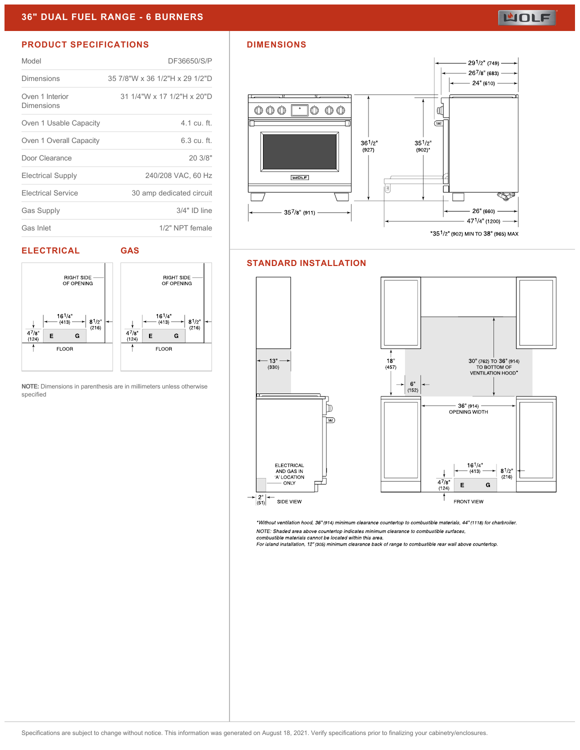# 36" DUAL FUEL RANGE - 6 BURNERS

## PRODUCT SPECIFICATIONS

| | |
|---|---|
| Model | DF36650/S/P |
| Dimensions | 35 7/8"W x 36 1/2"H x 29 1/2"D |
| Oven 1 Interior Dimensions | 31 1/4"W x 17 1/2"H x 20"D |
| Oven 1 Usable Capacity | 4.1 cu. ft. |
| Oven 1 Overall Capacity | 6.3 cu. ft. |
| Door Clearance | 20 3/8" |
| Electrical Supply | 240/208 VAC, 60 Hz |
| Electrical Service | 30 amp dedicated circuit |
| Gas Supply | 3/4" ID line |
| Gas Inlet | 1/2" NPT female |

## ELECTRICAL

RIGHT SIDE OF OPENING
16 1/4" (413)
8 1/2" (216)
4 7/8" (124)
E G
FLOOR

## GAS

RIGHT SIDE OF OPENING
16 1/4" (413)
8 1/2" (216)
4 7/8" (124)
E G
FLOOR

**NOTE:** Dimensions in parenthesis are in millimeters unless otherwise specified

## DIMENSIONS

29 1/2" (749)
26 7/8" (683)
24" (610)
36 1/2" (927)
35 1/2" (902)*
35 7/8" (911)
26" (660)
47 1/4" (1200)
*35 1/2" (902) MIN TO 38" (965) MAX

## STANDARD INSTALLATION

13" (330)
18" (457)
6" (152)
30" (762) TO 36" (914) TO BOTTOM OF VENTILATION HOOD*
36" (914) OPENING WIDTH
ELECTRICAL AND GAS IN 'A' LOCATION ONLY
16 1/4" (413)
8 1/2" (216)
4 7/8" (124)
E G
2" (51)
SIDE VIEW
FRONT VIEW

*Without ventilation hood, 36" (914) minimum clearance countertop to combustible materials, 44" (1118) for charbroiler.

NOTE: Shaded area above countertop indicates minimum clearance to combustible surfaces, combustible materials cannot be located within this area.
For island installation, 12" (305) minimum clearance back of range to combustible rear wall above countertop.

Specifications are subject to change without notice. This information was generated on August 18, 2021. Verify specifications prior to finalizing your cabinetry/enclosures.